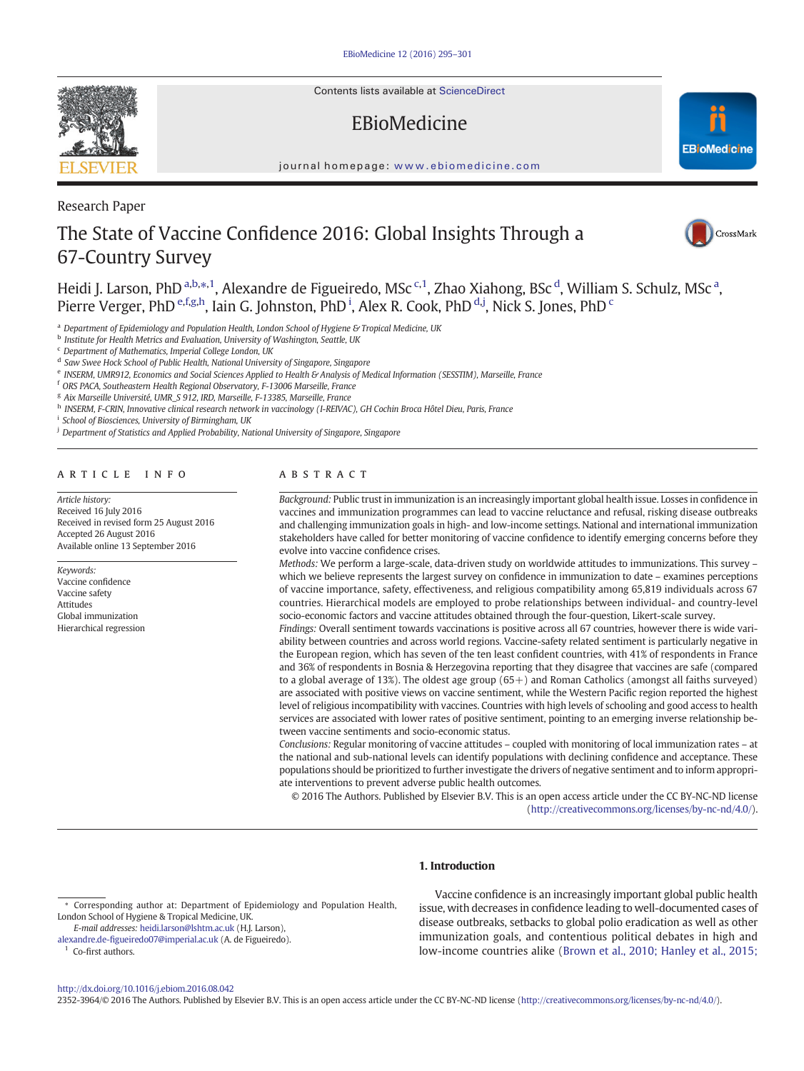Research Paper

# The State of Vaccine Confidence 2016: Global Insights Through a 67-Country Survey

Heidi J. Larson, PhD [a,b,*,1], Alexandre de Figueiredo, MSc [c,1], Zhao Xiahong, BSc [d], William S. Schulz, MSc [a], Pierre Verger, PhD [e,f,g,h], Iain G. Johnston, PhD [i], Alex R. Cook, PhD [d,j], Nick S. Jones, PhD [c]

[a] Department of Epidemiology and Population Health, London School of Hygiene & Tropical Medicine, UK
[b] Institute for Health Metrics and Evaluation, University of Washington, Seattle, UK
[c] Department of Mathematics, Imperial College London, UK
[d] Saw Swee Hock School of Public Health, National University of Singapore, Singapore
[e] INSERM, UMR912, Economics and Social Sciences Applied to Health & Analysis of Medical Information (SESSTIM), Marseille, France
[f] ORS PACA, Southeastern Health Regional Observatory, F-13006 Marseille, France
[g] Aix Marseille Université, UMR_S 912, IRD, Marseille, F-13385, Marseille, France
[h] INSERM, F-CRIN, Innovative clinical research network in vaccinology (I-REIVAC), GH Cochin Broca Hôtel Dieu, Paris, France
[i] School of Biosciences, University of Birmingham, UK
[j] Department of Statistics and Applied Probability, National University of Singapore, Singapore

## ARTICLE INFO

*Article history:*
Received 16 July 2016
Received in revised form 25 August 2016
Accepted 26 August 2016
Available online 13 September 2016

*Keywords:*
Vaccine confidence
Vaccine safety
Attitudes
Global immunization
Hierarchical regression

## ABSTRACT

*Background:* Public trust in immunization is an increasingly important global health issue. Losses in confidence in vaccines and immunization programmes can lead to vaccine reluctance and refusal, risking disease outbreaks and challenging immunization goals in high- and low-income settings. National and international immunization stakeholders have called for better monitoring of vaccine confidence to identify emerging concerns before they evolve into vaccine confidence crises.

*Methods:* We perform a large-scale, data-driven study on worldwide attitudes to immunizations. This survey – which we believe represents the largest survey on confidence in immunization to date – examines perceptions of vaccine importance, safety, effectiveness, and religious compatibility among 65,819 individuals across 67 countries. Hierarchical models are employed to probe relationships between individual- and country-level socio-economic factors and vaccine attitudes obtained through the four-question, Likert-scale survey.

*Findings:* Overall sentiment towards vaccinations is positive across all 67 countries, however there is wide variability between countries and across world regions. Vaccine-safety related sentiment is particularly negative in the European region, which has seven of the ten least confident countries, with 41% of respondents in France and 36% of respondents in Bosnia & Herzegovina reporting that they disagree that vaccines are safe (compared to a global average of 13%). The oldest age group (65+) and Roman Catholics (amongst all faiths surveyed) are associated with positive views on vaccine sentiment, while the Western Pacific region reported the highest level of religious incompatibility with vaccines. Countries with high levels of schooling and good access to health services are associated with lower rates of positive sentiment, pointing to an emerging inverse relationship between vaccine sentiments and socio-economic status.

*Conclusions:* Regular monitoring of vaccine attitudes – coupled with monitoring of local immunization rates – at the national and sub-national levels can identify populations with declining confidence and acceptance. These populations should be prioritized to further investigate the drivers of negative sentiment and to inform appropriate interventions to prevent adverse public health outcomes.

© 2016 The Authors. Published by Elsevier B.V. This is an open access article under the CC BY-NC-ND license (http://creativecommons.org/licenses/by-nc-nd/4.0/).

## 1. Introduction

Vaccine confidence is an increasingly important global public health issue, with decreases in confidence leading to well-documented cases of disease outbreaks, setbacks to global polio eradication as well as other immunization goals, and contentious political debates in high and low-income countries alike (Brown et al., 2010; Hanley et al., 2015;

---

* Corresponding author at: Department of Epidemiology and Population Health, London School of Hygiene & Tropical Medicine, UK.
E-mail addresses: heidi.larson@lshtm.ac.uk (H.J. Larson), alexandre.de-figueiredo07@imperial.ac.uk (A. de Figueiredo).
[1] Co-first authors.

http://dx.doi.org/10.1016/j.ebiom.2016.08.042
2352-3964/© 2016 The Authors. Published by Elsevier B.V. This is an open access article under the CC BY-NC-ND license (http://creativecommons.org/licenses/by-nc-nd/4.0/).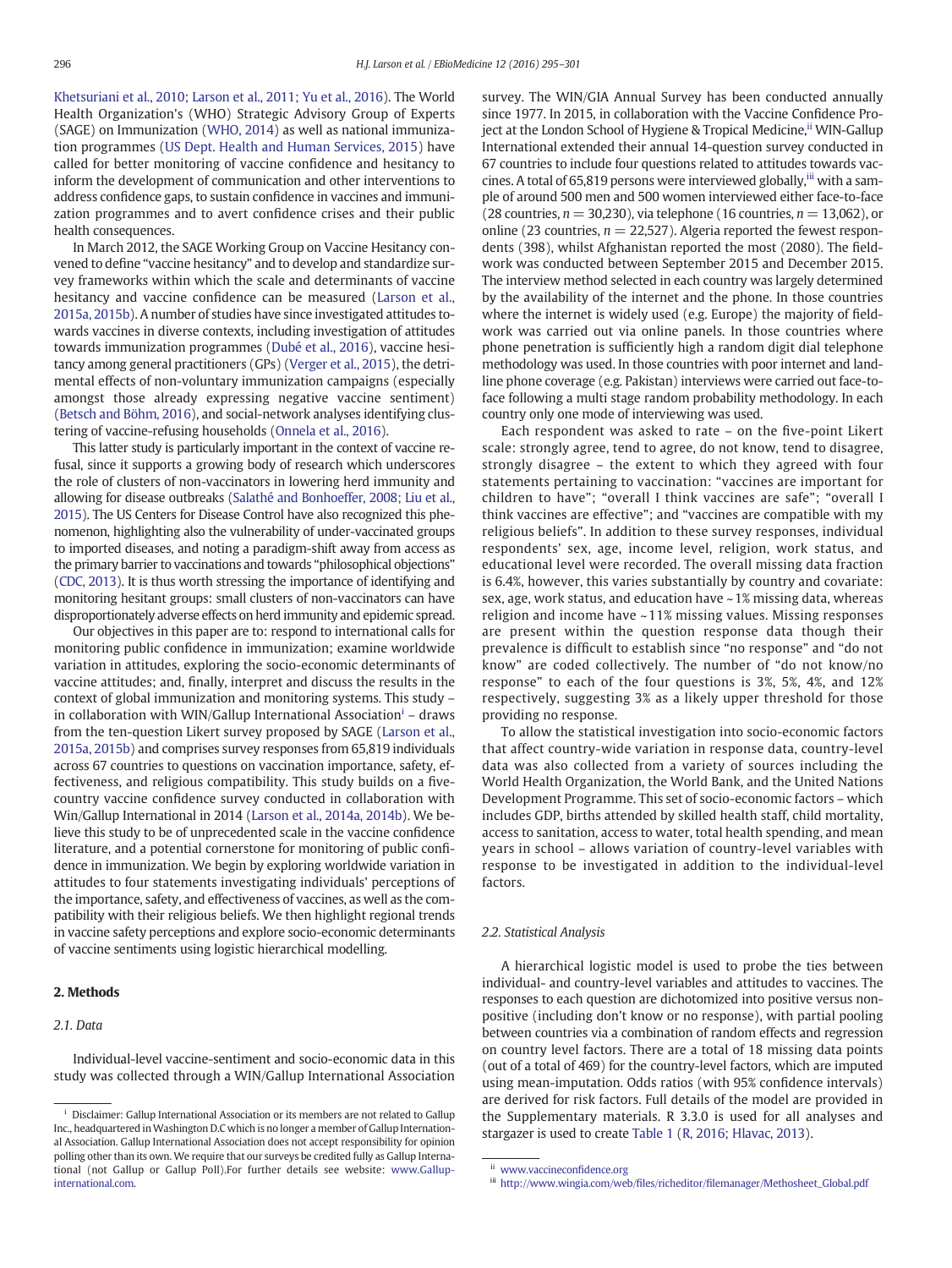Khetsuriani et al., 2010; Larson et al., 2011; Yu et al., 2016). The World Health Organization's (WHO) Strategic Advisory Group of Experts (SAGE) on Immunization (WHO, 2014) as well as national immunization programmes (US Dept. Health and Human Services, 2015) have called for better monitoring of vaccine confidence and hesitancy to inform the development of communication and other interventions to address confidence gaps, to sustain confidence in vaccines and immunization programmes and to avert confidence crises and their public health consequences.

In March 2012, the SAGE Working Group on Vaccine Hesitancy convened to define "vaccine hesitancy" and to develop and standardize survey frameworks within which the scale and determinants of vaccine hesitancy and vaccine confidence can be measured (Larson et al., 2015a, 2015b). A number of studies have since investigated attitudes towards vaccines in diverse contexts, including investigation of attitudes towards immunization programmes (Dubé et al., 2016), vaccine hesitancy among general practitioners (GPs) (Verger et al., 2015), the detrimental effects of non-voluntary immunization campaigns (especially amongst those already expressing negative vaccine sentiment) (Betsch and Böhm, 2016), and social-network analyses identifying clustering of vaccine-refusing households (Onnela et al., 2016).

This latter study is particularly important in the context of vaccine refusal, since it supports a growing body of research which underscores the role of clusters of non-vaccinators in lowering herd immunity and allowing for disease outbreaks (Salathé and Bonhoeffer, 2008; Liu et al., 2015). The US Centers for Disease Control have also recognized this phenomenon, highlighting also the vulnerability of under-vaccinated groups to imported diseases, and noting a paradigm-shift away from access as the primary barrier to vaccinations and towards "philosophical objections" (CDC, 2013). It is thus worth stressing the importance of identifying and monitoring hesitant groups: small clusters of non-vaccinators can have disproportionately adverse effects on herd immunity and epidemic spread.

Our objectives in this paper are to: respond to international calls for monitoring public confidence in immunization; examine worldwide variation in attitudes, exploring the socio-economic determinants of vaccine attitudes; and, finally, interpret and discuss the results in the context of global immunization and monitoring systems. This study – in collaboration with WIN/Gallup International Association[i] – draws from the ten-question Likert survey proposed by SAGE (Larson et al., 2015a, 2015b) and comprises survey responses from 65,819 individuals across 67 countries to questions on vaccination importance, safety, effectiveness, and religious compatibility. This study builds on a five-country vaccine confidence survey conducted in collaboration with Win/Gallup International in 2014 (Larson et al., 2014a, 2014b). We believe this study to be of unprecedented scale in the vaccine confidence literature, and a potential cornerstone for monitoring of public confidence in immunization. We begin by exploring worldwide variation in attitudes to four statements investigating individuals' perceptions of the importance, safety, and effectiveness of vaccines, as well as the compatibility with their religious beliefs. We then highlight regional trends in vaccine safety perceptions and explore socio-economic determinants of vaccine sentiments using logistic hierarchical modelling.

## 2. Methods

### 2.1. Data

Individual-level vaccine-sentiment and socio-economic data in this study was collected through a WIN/Gallup International Association survey. The WIN/GIA Annual Survey has been conducted annually since 1977. In 2015, in collaboration with the Vaccine Confidence Project at the London School of Hygiene & Tropical Medicine,[ii] WIN-Gallup International extended their annual 14-question survey conducted in 67 countries to include four questions related to attitudes towards vaccines. A total of 65,819 persons were interviewed globally,[iii] with a sample of around 500 men and 500 women interviewed either face-to-face (28 countries, $n = 30{,}230$), via telephone (16 countries, $n = 13{,}062$), or online (23 countries, $n = 22{,}527$). Algeria reported the fewest respondents (398), whilst Afghanistan reported the most (2080). The fieldwork was conducted between September 2015 and December 2015. The interview method selected in each country was largely determined by the availability of the internet and the phone. In those countries where the internet is widely used (e.g. Europe) the majority of fieldwork was carried out via online panels. In those countries where phone penetration is sufficiently high a random digit dial telephone methodology was used. In those countries with poor internet and landline phone coverage (e.g. Pakistan) interviews were carried out face-to-face following a multi stage random probability methodology. In each country only one mode of interviewing was used.

Each respondent was asked to rate – on the five-point Likert scale: strongly agree, tend to agree, do not know, tend to disagree, strongly disagree – the extent to which they agreed with four statements pertaining to vaccination: "vaccines are important for children to have"; "overall I think vaccines are safe"; "overall I think vaccines are effective"; and "vaccines are compatible with my religious beliefs". In addition to these survey responses, individual respondents' sex, age, income level, religion, work status, and educational level were recorded. The overall missing data fraction is 6.4%, however, this varies substantially by country and covariate: sex, age, work status, and education have ~1% missing data, whereas religion and income have ~11% missing values. Missing responses are present within the question response data though their prevalence is difficult to establish since "no response" and "do not know" are coded collectively. The number of "do not know/no response" to each of the four questions is 3%, 5%, 4%, and 12% respectively, suggesting 3% as a likely upper threshold for those providing no response.

To allow the statistical investigation into socio-economic factors that affect country-wide variation in response data, country-level data was also collected from a variety of sources including the World Health Organization, the World Bank, and the United Nations Development Programme. This set of socio-economic factors – which includes GDP, births attended by skilled health staff, child mortality, access to sanitation, access to water, total health spending, and mean years in school – allows variation of country-level variables with response to be investigated in addition to the individual-level factors.

### 2.2. Statistical Analysis

A hierarchical logistic model is used to probe the ties between individual- and country-level variables and attitudes to vaccines. The responses to each question are dichotomized into positive versus non-positive (including don't know or no response), with partial pooling between countries via a combination of random effects and regression on country level factors. There are a total of 18 missing data points (out of a total of 469) for the country-level factors, which are imputed using mean-imputation. Odds ratios (with 95% confidence intervals) are derived for risk factors. Full details of the model are provided in the Supplementary materials. R 3.3.0 is used for all analyses and stargazer is used to create Table 1 (R, 2016; Hlavac, 2013).

---

[i] Disclaimer: Gallup International Association or its members are not related to Gallup Inc., headquartered in Washington D.C which is no longer a member of Gallup International Association. Gallup International Association does not accept responsibility for opinion polling other than its own. We require that our surveys be credited fully as Gallup International (not Gallup or Gallup Poll).For further details see website: www.Gallup-international.com.

[ii] www.vaccineconfidence.org

[iii] http://www.wingia.com/web/files/richeditor/filemanager/Methosheet_Global.pdf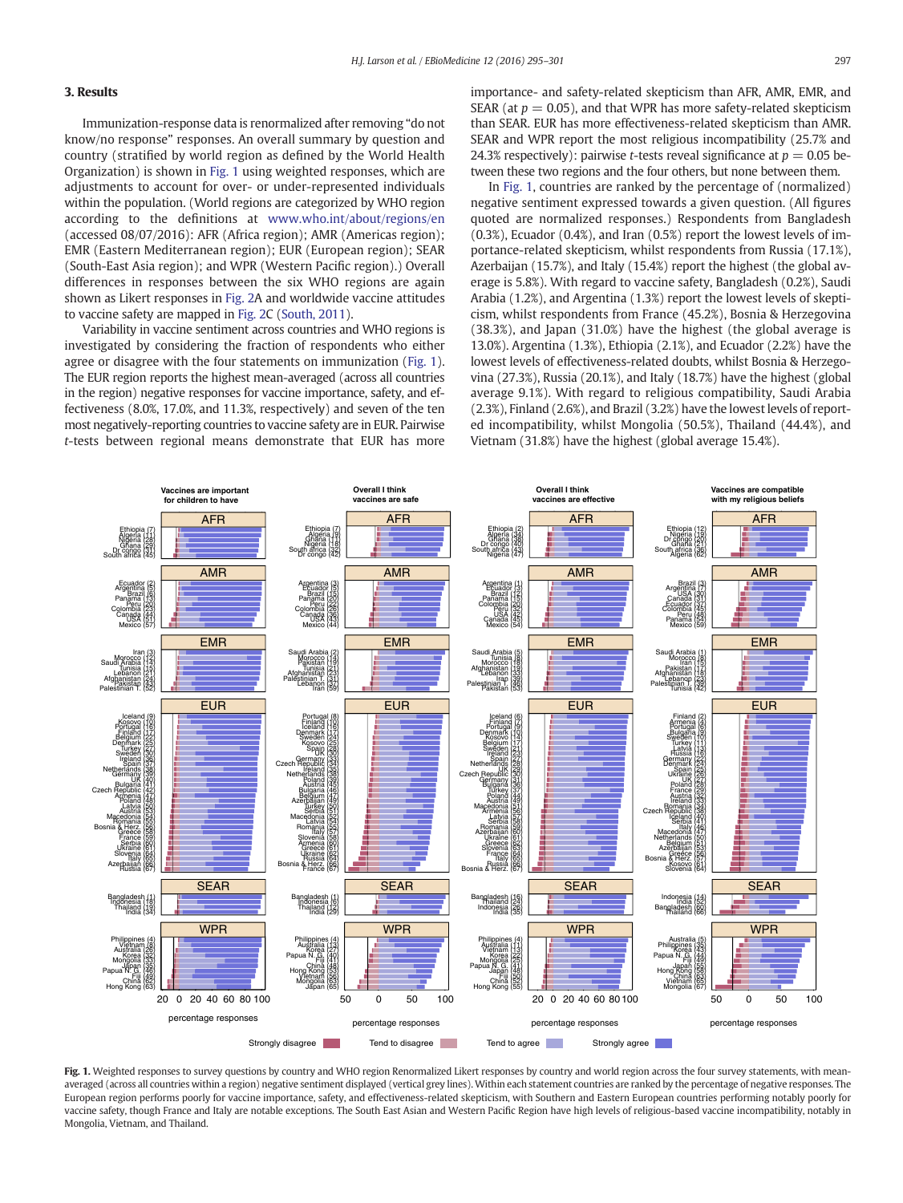## 3. Results

Immunization-response data is renormalized after removing "do not know/no response" responses. An overall summary by question and country (stratified by world region as defined by the World Health Organization) is shown in Fig. 1 using weighted responses, which are adjustments to account for over- or under-represented individuals within the population. (World regions are categorized by WHO region according to the definitions at www.who.int/about/regions/en (accessed 08/07/2016): AFR (Africa region); AMR (Americas region); EMR (Eastern Mediterranean region); EUR (European region); SEAR (South-East Asia region); and WPR (Western Pacific region).) Overall differences in responses between the six WHO regions are again shown as Likert responses in Fig. 2A and worldwide vaccine attitudes to vaccine safety are mapped in Fig. 2C (South, 2011).

Variability in vaccine sentiment across countries and WHO regions is investigated by considering the fraction of respondents who either agree or disagree with the four statements on immunization (Fig. 1). The EUR region reports the highest mean-averaged (across all countries in the region) negative responses for vaccine importance, safety, and effectiveness (8.0%, 17.0%, and 11.3%, respectively) and seven of the ten most negatively-reporting countries to vaccine safety are in EUR. Pairwise $t$-tests between regional means demonstrate that EUR has more importance- and safety-related skepticism than AFR, AMR, EMR, and SEAR (at $p = 0.05$), and that WPR has more safety-related skepticism than SEAR. EUR has more effectiveness-related skepticism than AMR. SEAR and WPR report the most religious incompatibility (25.7% and 24.3% respectively): pairwise $t$-tests reveal significance at $p = 0.05$ between these two regions and the four others, but none between them.

In Fig. 1, countries are ranked by the percentage of (normalized) negative sentiment expressed towards a given question. (All figures quoted are normalized responses.) Respondents from Bangladesh (0.3%), Ecuador (0.4%), and Iran (0.5%) report the lowest levels of importance-related skepticism, whilst respondents from Russia (17.1%), Azerbaijan (15.7%), and Italy (15.4%) report the highest (the global average is 5.8%). With regard to vaccine safety, Bangladesh (0.2%), Saudi Arabia (1.2%), and Argentina (1.3%) report the lowest levels of skepticism, whilst respondents from France (45.2%), Bosnia & Herzegovina (38.3%), and Japan (31.0%) have the highest (the global average is 13.0%). Argentina (1.3%), Ethiopia (2.1%), and Ecuador (2.2%) have the lowest levels of effectiveness-related doubts, whilst Bosnia & Herzegovina (27.3%), Russia (20.1%), and Italy (18.7%) have the highest (global average 9.1%). With regard to religious compatibility, Saudi Arabia (2.3%), Finland (2.6%), and Brazil (3.2%) have the lowest levels of reported incompatibility, whilst Mongolia (50.5%), Thailand (44.4%), and Vietnam (31.8%) have the highest (global average 15.4%).

**Fig. 1.** Weighted responses to survey questions by country and WHO region Renormalized Likert responses by country and world region across the four survey statements, with mean-averaged (across all countries within a region) negative sentiment displayed (vertical grey lines). Within each statement countries are ranked by the percentage of negative responses. The European region performs poorly for vaccine importance, safety, and effectiveness-related skepticism, with Southern and Eastern European countries performing notably poorly for vaccine safety, though France and Italy are notable exceptions. The South East Asian and Western Pacific Region have high levels of religious-based vaccine incompatibility, notably in Mongolia, Vietnam, and Thailand.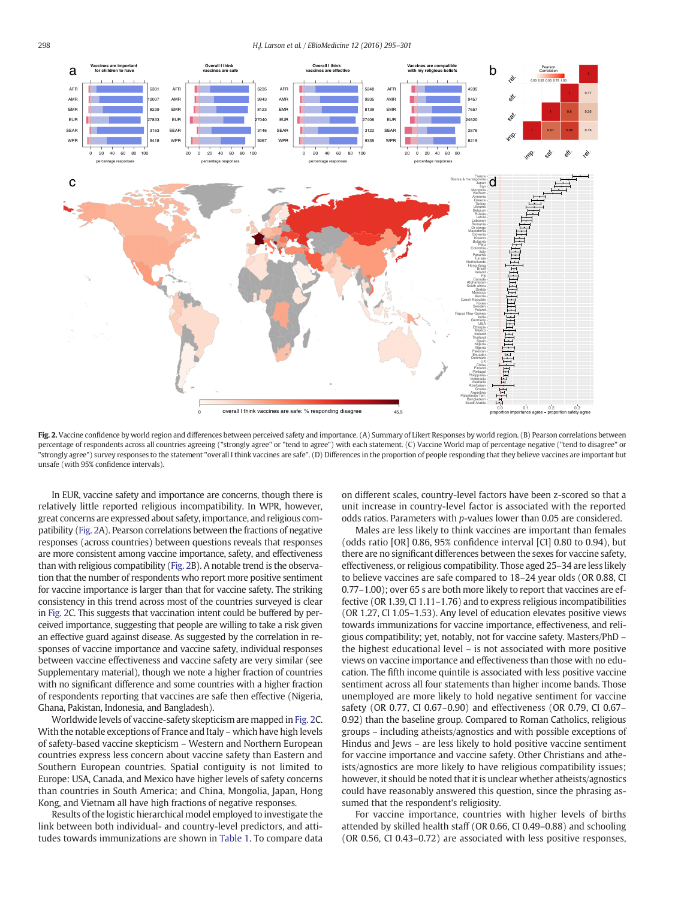**Fig. 2.** Vaccine confidence by world region and differences between perceived safety and importance. (A) Summary of Likert Responses by world region. (B) Pearson correlations between percentage of respondents across all countries agreeing ("strongly agree" or "tend to agree") with each statement. (C) Vaccine World map of percentage negative ("tend to disagree" or "strongly agree") survey responses to the statement "overall I think vaccines are safe". (D) Differences in the proportion of people responding that they believe vaccines are important but unsafe (with 95% confidence intervals).

In EUR, vaccine safety and importance are concerns, though there is relatively little reported religious incompatibility. In WPR, however, great concerns are expressed about safety, importance, and religious compatibility (Fig. 2A). Pearson correlations between the fractions of negative responses (across countries) between questions reveals that responses are more consistent among vaccine importance, safety, and effectiveness than with religious compatibility (Fig. 2B). A notable trend is the observation that the number of respondents who report more positive sentiment for vaccine importance is larger than that for vaccine safety. The striking consistency in this trend across most of the countries surveyed is clear in Fig. 2C. This suggests that vaccination intent could be buffered by perceived importance, suggesting that people are willing to take a risk given an effective guard against disease. As suggested by the correlation in responses of vaccine importance and vaccine safety, individual responses between vaccine effectiveness and vaccine safety are very similar (see Supplementary material), though we note a higher fraction of countries with no significant difference and some countries with a higher fraction of respondents reporting that vaccines are safe then effective (Nigeria, Ghana, Pakistan, Indonesia, and Bangladesh).

Worldwide levels of vaccine-safety skepticism are mapped in Fig. 2C. With the notable exceptions of France and Italy – which have high levels of safety-based vaccine skepticism – Western and Northern European countries express less concern about vaccine safety than Eastern and Southern European countries. Spatial contiguity is not limited to Europe: USA, Canada, and Mexico have higher levels of safety concerns than countries in South America; and China, Mongolia, Japan, Hong Kong, and Vietnam all have high fractions of negative responses.

Results of the logistic hierarchical model employed to investigate the link between both individual- and country-level predictors, and attitudes towards immunizations are shown in Table 1. To compare data on different scales, country-level factors have been z-scored so that a unit increase in country-level factor is associated with the reported odds ratios. Parameters with *p*-values lower than 0.05 are considered.

Males are less likely to think vaccines are important than females (odds ratio [OR] 0.86, 95% confidence interval [CI] 0.80 to 0.94), but there are no significant differences between the sexes for vaccine safety, effectiveness, or religious compatibility. Those aged 25–34 are less likely to believe vaccines are safe compared to 18–24 year olds (OR 0.88, CI 0.77–1.00); over 65 s are both more likely to report that vaccines are effective (OR 1.39, CI 1.11–1.76) and to express religious incompatibilities (OR 1.27, CI 1.05–1.53). Any level of education elevates positive views towards immunizations for vaccine importance, effectiveness, and religious compatibility; yet, notably, not for vaccine safety. Masters/PhD – the highest educational level – is not associated with more positive views on vaccine importance and effectiveness than those with no education. The fifth income quintile is associated with less positive vaccine sentiment across all four statements than higher income bands. Those unemployed are more likely to hold negative sentiment for vaccine safety (OR 0.77, CI 0.67–0.90) and effectiveness (OR 0.79, CI 0.67–0.92) than the baseline group. Compared to Roman Catholics, religious groups – including atheists/agnostics and with possible exceptions of Hindus and Jews – are less likely to hold positive vaccine sentiment for vaccine importance and vaccine safety. Other Christians and atheists/agnostics are more likely to have religious compatibility issues; however, it should be noted that it is unclear whether atheists/agnostics could have reasonably answered this question, since the phrasing assumed that the respondent's religiosity.

For vaccine importance, countries with higher levels of births attended by skilled health staff (OR 0.66, CI 0.49–0.88) and schooling (OR 0.56, CI 0.43–0.72) are associated with less positive responses,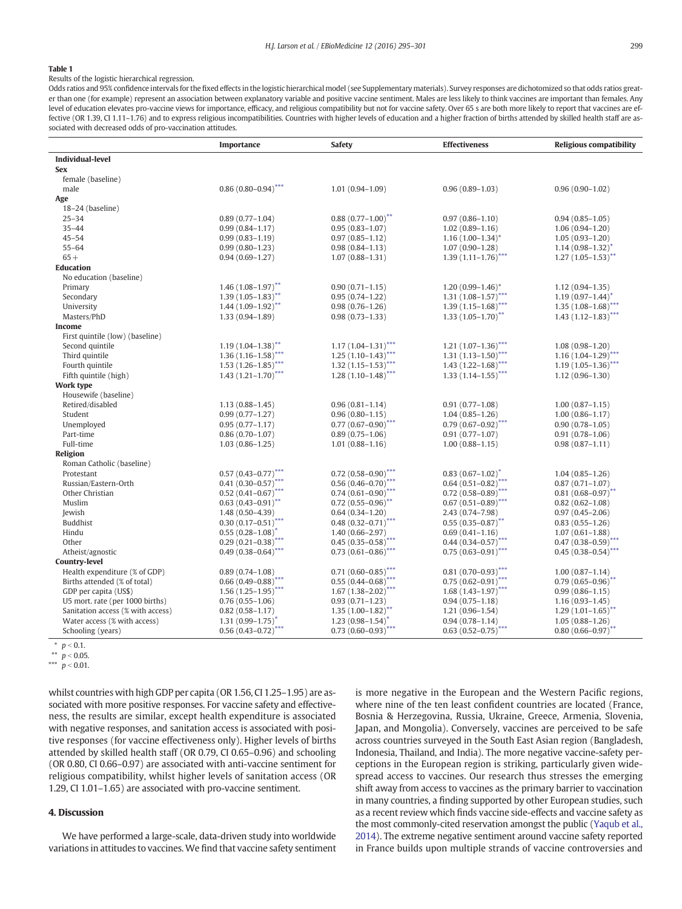**Table 1**

Results of the logistic hierarchical regression.

Odds ratios and 95% confidence intervals for the fixed effects in the logistic hierarchical model (see Supplementary materials). Survey responses are dichotomized so that odds ratios greater than one (for example) represent an association between explanatory variable and positive vaccine sentiment. Males are less likely to think vaccines are important than females. Any level of education elevates pro-vaccine views for importance, efficacy, and religious compatibility but not for vaccine safety. Over 65 s are both more likely to report that vaccines are effective (OR 1.39, CI 1.11–1.76) and to express religious incompatibilities. Countries with higher levels of education and a higher fraction of births attended by skilled health staff are associated with decreased odds of pro-vaccination attitudes.

| | Importance | Safety | Effectiveness | Religious compatibility |
|---|---|---|---|---|
| **Individual-level** | | | | |
| **Sex** | | | | |
| female (baseline) | | | | |
| male | 0.86 (0.80–0.94)*** | 1.01 (0.94–1.09) | 0.96 (0.89–1.03) | 0.96 (0.90–1.02) |
| **Age** | | | | |
| 18–24 (baseline) | | | | |
| 25–34 | 0.89 (0.77–1.04) | 0.88 (0.77–1.00)** | 0.97 (0.86–1.10) | 0.94 (0.85–1.05) |
| 35–44 | 0.99 (0.84–1.17) | 0.95 (0.83–1.07) | 1.02 (0.89–1.16) | 1.06 (0.94–1.20) |
| 45–54 | 0.99 (0.83–1.19) | 0.97 (0.85–1.12) | 1.16 (1.00–1.34)* | 1.05 (0.93–1.20) |
| 55–64 | 0.99 (0.80–1.23) | 0.98 (0.84–1.13) | 1.07 (0.90–1.28) | 1.14 (0.98–1.32)* |
| 65+ | 0.94 (0.69–1.27) | 1.07 (0.88–1.31) | 1.39 (1.11–1.76)*** | 1.27 (1.05–1.53)** |
| **Education** | | | | |
| No education (baseline) | | | | |
| Primary | 1.46 (1.08–1.97)** | 0.90 (0.71–1.15) | 1.20 (0.99–1.46)* | 1.12 (0.94–1.35) |
| Secondary | 1.39 (1.05–1.83)** | 0.95 (0.74–1.22) | 1.31 (1.08–1.57)*** | 1.19 (0.97–1.44)* |
| University | 1.44 (1.09–1.92)** | 0.98 (0.76–1.26) | 1.39 (1.15–1.68)*** | 1.35 (1.08–1.68)*** |
| Masters/PhD | 1.33 (0.94–1.89) | 0.98 (0.73–1.33) | 1.33 (1.05–1.70)** | 1.43 (1.12–1.83)*** |
| **Income** | | | | |
| First quintile (low) (baseline) | | | | |
| Second quintile | 1.19 (1.04–1.38)** | 1.17 (1.04–1.31)*** | 1.21 (1.07–1.36)*** | 1.08 (0.98–1.20) |
| Third quintile | 1.36 (1.16–1.58)*** | 1.25 (1.10–1.43)*** | 1.31 (1.13–1.50)*** | 1.16 (1.04–1.29)*** |
| Fourth quintile | 1.53 (1.26–1.85)*** | 1.32 (1.15–1.53)*** | 1.43 (1.22–1.68)*** | 1.19 (1.05–1.36)*** |
| Fifth quintile (high) | 1.43 (1.21–1.70)*** | 1.28 (1.10–1.48)*** | 1.33 (1.14–1.55)*** | 1.12 (0.96–1.30) |
| **Work type** | | | | |
| Housewife (baseline) | | | | |
| Retired/disabled | 1.13 (0.88–1.45) | 0.96 (0.81–1.14) | 0.91 (0.77–1.08) | 1.00 (0.87–1.15) |
| Student | 0.99 (0.77–1.27) | 0.96 (0.80–1.15) | 1.04 (0.85–1.26) | 1.00 (0.86–1.17) |
| Unemployed | 0.95 (0.77–1.17) | 0.77 (0.67–0.90)*** | 0.79 (0.67–0.92)*** | 0.90 (0.78–1.05) |
| Part-time | 0.86 (0.70–1.07) | 0.89 (0.75–1.06) | 0.91 (0.77–1.07) | 0.91 (0.78–1.06) |
| Full-time | 1.03 (0.86–1.25) | 1.01 (0.88–1.16) | 1.00 (0.88–1.15) | 0.98 (0.87–1.11) |
| **Religion** | | | | |
| Roman Catholic (baseline) | | | | |
| Protestant | 0.57 (0.43–0.77)*** | 0.72 (0.58–0.90)*** | 0.83 (0.67–1.02)* | 1.04 (0.85–1.26) |
| Russian/Eastern-Orth | 0.41 (0.30–0.57)*** | 0.56 (0.46–0.70)*** | 0.64 (0.51–0.82)*** | 0.87 (0.71–1.07) |
| Other Christian | 0.52 (0.41–0.67)*** | 0.74 (0.61–0.90)*** | 0.72 (0.58–0.89)*** | 0.81 (0.68–0.97)** |
| Muslim | 0.63 (0.43–0.91)** | 0.72 (0.55–0.96)** | 0.67 (0.51–0.89)*** | 0.82 (0.62–1.08) |
| Jewish | 1.48 (0.50–4.39) | 0.64 (0.34–1.20) | 2.43 (0.74–7.98) | 0.97 (0.45–2.06) |
| Buddhist | 0.30 (0.17–0.51)*** | 0.48 (0.32–0.71)*** | 0.55 (0.35–0.87)** | 0.83 (0.55–1.26) |
| Hindu | 0.55 (0.28–1.08)* | 1.40 (0.66–2.97) | 0.69 (0.41–1.16) | 1.07 (0.61–1.88) |
| Other | 0.29 (0.21–0.38)*** | 0.45 (0.35–0.58)*** | 0.44 (0.34–0.57)*** | 0.47 (0.38–0.59)*** |
| Atheist/agnostic | 0.49 (0.38–0.64)*** | 0.73 (0.61–0.86)*** | 0.75 (0.63–0.91)*** | 0.45 (0.38–0.54)*** |
| **Country-level** | | | | |
| Health expenditure (% of GDP) | 0.89 (0.74–1.08) | 0.71 (0.60–0.85)*** | 0.81 (0.70–0.93)*** | 1.00 (0.87–1.14) |
| Births attended (% of total) | 0.66 (0.49–0.88)*** | 0.55 (0.44–0.68)*** | 0.75 (0.62–0.91)*** | 0.79 (0.65–0.96)** |
| GDP per capita (US$) | 1.56 (1.25–1.95)*** | 1.67 (1.38–2.02)*** | 1.68 (1.43–1.97)*** | 0.99 (0.86–1.15) |
| U5 mort. rate (per 1000 births) | 0.76 (0.55–1.06) | 0.93 (0.71–1.23) | 0.94 (0.75–1.18) | 1.16 (0.93–1.45) |
| Sanitation access (% with access) | 0.82 (0.58–1.17) | 1.35 (1.00–1.82)** | 1.21 (0.96–1.54) | 1.29 (1.01–1.65)** |
| Water access (% with access) | 1.31 (0.99–1.75)* | 1.23 (0.98–1.54)* | 0.94 (0.78–1.14) | 1.05 (0.88–1.26) |
| Schooling (years) | 0.56 (0.43–0.72)*** | 0.73 (0.60–0.93)*** | 0.63 (0.52–0.75)*** | 0.80 (0.66–0.97)** |

\* $p < 0.1$.
\*\* $p < 0.05$.
\*\*\* $p < 0.01$.

whilst countries with high GDP per capita (OR 1.56, CI 1.25–1.95) are associated with more positive responses. For vaccine safety and effectiveness, the results are similar, except health expenditure is associated with negative responses, and sanitation access is associated with positive responses (for vaccine effectiveness only). Higher levels of births attended by skilled health staff (OR 0.79, CI 0.65–0.96) and schooling (OR 0.80, CI 0.66–0.97) are associated with anti-vaccine sentiment for religious compatibility, whilst higher levels of sanitation access (OR 1.29, CI 1.01–1.65) are associated with pro-vaccine sentiment.

## 4. Discussion

We have performed a large-scale, data-driven study into worldwide variations in attitudes to vaccines. We find that vaccine safety sentiment is more negative in the European and the Western Pacific regions, where nine of the ten least confident countries are located (France, Bosnia & Herzegovina, Russia, Ukraine, Greece, Armenia, Slovenia, Japan, and Mongolia). Conversely, vaccines are perceived to be safe across countries surveyed in the South East Asian region (Bangladesh, Indonesia, Thailand, and India). The more negative vaccine-safety perceptions in the European region is striking, particularly given widespread access to vaccines. Our research thus stresses the emerging shift away from access to vaccines as the primary barrier to vaccination in many countries, a finding supported by other European studies, such as a recent review which finds vaccine side-effects and vaccine safety as the most commonly-cited reservation amongst the public (Yaqub et al., 2014). The extreme negative sentiment around vaccine safety reported in France builds upon multiple strands of vaccine controversies and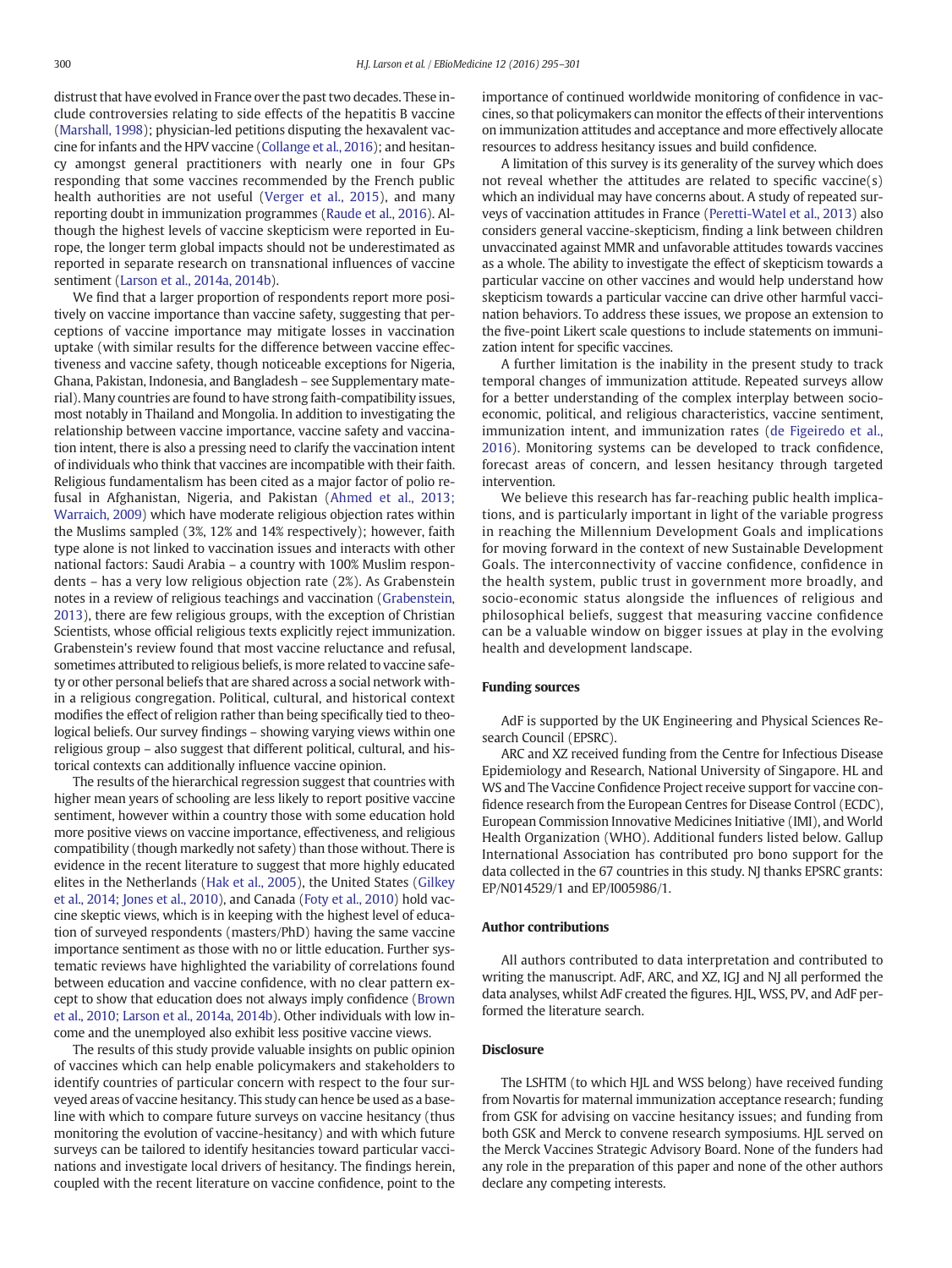distrust that have evolved in France over the past two decades. These include controversies relating to side effects of the hepatitis B vaccine (Marshall, 1998); physician-led petitions disputing the hexavalent vaccine for infants and the HPV vaccine (Collange et al., 2016); and hesitancy amongst general practitioners with nearly one in four GPs responding that some vaccines recommended by the French public health authorities are not useful (Verger et al., 2015), and many reporting doubt in immunization programmes (Raude et al., 2016). Although the highest levels of vaccine skepticism were reported in Europe, the longer term global impacts should not be underestimated as reported in separate research on transnational influences of vaccine sentiment (Larson et al., 2014a, 2014b).

We find that a larger proportion of respondents report more positively on vaccine importance than vaccine safety, suggesting that perceptions of vaccine importance may mitigate losses in vaccination uptake (with similar results for the difference between vaccine effectiveness and vaccine safety, though noticeable exceptions for Nigeria, Ghana, Pakistan, Indonesia, and Bangladesh – see Supplementary material). Many countries are found to have strong faith-compatibility issues, most notably in Thailand and Mongolia. In addition to investigating the relationship between vaccine importance, vaccine safety and vaccination intent, there is also a pressing need to clarify the vaccination intent of individuals who think that vaccines are incompatible with their faith. Religious fundamentalism has been cited as a major factor of polio refusal in Afghanistan, Nigeria, and Pakistan (Ahmed et al., 2013; Warraich, 2009) which have moderate religious objection rates within the Muslims sampled (3%, 12% and 14% respectively); however, faith type alone is not linked to vaccination issues and interacts with other national factors: Saudi Arabia – a country with 100% Muslim respondents – has a very low religious objection rate (2%). As Grabenstein notes in a review of religious teachings and vaccination (Grabenstein, 2013), there are few religious groups, with the exception of Christian Scientists, whose official religious texts explicitly reject immunization. Grabenstein's review found that most vaccine reluctance and refusal, sometimes attributed to religious beliefs, is more related to vaccine safety or other personal beliefs that are shared across a social network within a religious congregation. Political, cultural, and historical context modifies the effect of religion rather than being specifically tied to theological beliefs. Our survey findings – showing varying views within one religious group – also suggest that different political, cultural, and historical contexts can additionally influence vaccine opinion.

The results of the hierarchical regression suggest that countries with higher mean years of schooling are less likely to report positive vaccine sentiment, however within a country those with some education hold more positive views on vaccine importance, effectiveness, and religious compatibility (though markedly not safety) than those without. There is evidence in the recent literature to suggest that more highly educated elites in the Netherlands (Hak et al., 2005), the United States (Gilkey et al., 2014; Jones et al., 2010), and Canada (Foty et al., 2010) hold vaccine skeptic views, which is in keeping with the highest level of education of surveyed respondents (masters/PhD) having the same vaccine importance sentiment as those with no or little education. Further systematic reviews have highlighted the variability of correlations found between education and vaccine confidence, with no clear pattern except to show that education does not always imply confidence (Brown et al., 2010; Larson et al., 2014a, 2014b). Other individuals with low income and the unemployed also exhibit less positive vaccine views.

The results of this study provide valuable insights on public opinion of vaccines which can help enable policymakers and stakeholders to identify countries of particular concern with respect to the four surveyed areas of vaccine hesitancy. This study can hence be used as a baseline with which to compare future surveys on vaccine hesitancy (thus monitoring the evolution of vaccine-hesitancy) and with which future surveys can be tailored to identify hesitancies toward particular vaccinations and investigate local drivers of hesitancy. The findings herein, coupled with the recent literature on vaccine confidence, point to the importance of continued worldwide monitoring of confidence in vaccines, so that policymakers can monitor the effects of their interventions on immunization attitudes and acceptance and more effectively allocate resources to address hesitancy issues and build confidence.

A limitation of this survey is its generality of the survey which does not reveal whether the attitudes are related to specific vaccine(s) which an individual may have concerns about. A study of repeated surveys of vaccination attitudes in France (Peretti-Watel et al., 2013) also considers general vaccine-skepticism, finding a link between children unvaccinated against MMR and unfavorable attitudes towards vaccines as a whole. The ability to investigate the effect of skepticism towards a particular vaccine on other vaccines and would help understand how skepticism towards a particular vaccine can drive other harmful vaccination behaviors. To address these issues, we propose an extension to the five-point Likert scale questions to include statements on immunization intent for specific vaccines.

A further limitation is the inability in the present study to track temporal changes of immunization attitude. Repeated surveys allow for a better understanding of the complex interplay between socio-economic, political, and religious characteristics, vaccine sentiment, immunization intent, and immunization rates (de Figeiredo et al., 2016). Monitoring systems can be developed to track confidence, forecast areas of concern, and lessen hesitancy through targeted intervention.

We believe this research has far-reaching public health implications, and is particularly important in light of the variable progress in reaching the Millennium Development Goals and implications for moving forward in the context of new Sustainable Development Goals. The interconnectivity of vaccine confidence, confidence in the health system, public trust in government more broadly, and socio-economic status alongside the influences of religious and philosophical beliefs, suggest that measuring vaccine confidence can be a valuable window on bigger issues at play in the evolving health and development landscape.

## Funding sources

AdF is supported by the UK Engineering and Physical Sciences Research Council (EPSRC).

ARC and XZ received funding from the Centre for Infectious Disease Epidemiology and Research, National University of Singapore. HL and WS and The Vaccine Confidence Project receive support for vaccine confidence research from the European Centres for Disease Control (ECDC), European Commission Innovative Medicines Initiative (IMI), and World Health Organization (WHO). Additional funders listed below. Gallup International Association has contributed pro bono support for the data collected in the 67 countries in this study. NJ thanks EPSRC grants: EP/N014529/1 and EP/I005986/1.

## Author contributions

All authors contributed to data interpretation and contributed to writing the manuscript. AdF, ARC, and XZ, IGJ and NJ all performed the data analyses, whilst AdF created the figures. HJL, WSS, PV, and AdF performed the literature search.

## Disclosure

The LSHTM (to which HJL and WSS belong) have received funding from Novartis for maternal immunization acceptance research; funding from GSK for advising on vaccine hesitancy issues; and funding from both GSK and Merck to convene research symposiums. HJL served on the Merck Vaccines Strategic Advisory Board. None of the funders had any role in the preparation of this paper and none of the other authors declare any competing interests.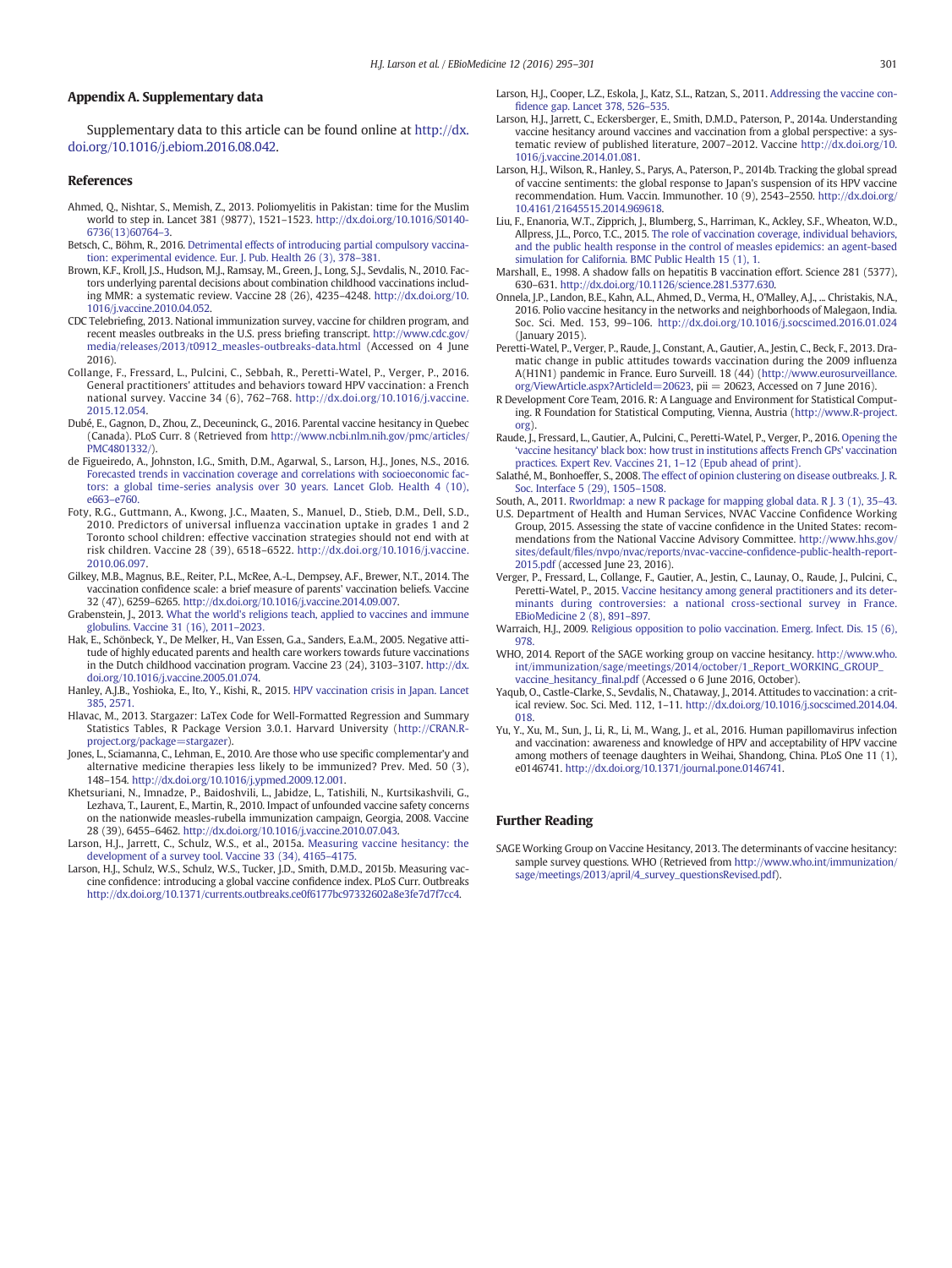## Appendix A. Supplementary data

Supplementary data to this article can be found online at http://dx.doi.org/10.1016/j.ebiom.2016.08.042.

## References

Ahmed, Q., Nishtar, S., Memish, Z., 2013. Poliomyelitis in Pakistan: time for the Muslim world to step in. Lancet 381 (9877), 1521–1523. http://dx.doi.org/10.1016/S0140-6736(13)60764-3.

Betsch, C., Böhm, R., 2016. Detrimental effects of introducing partial compulsory vaccination: experimental evidence. Eur. J. Pub. Health 26 (3), 378–381.

Brown, K.F., Kroll, J.S., Hudson, M.J., Ramsay, M., Green, J., Long, S.J., Sevdalis, N., 2010. Factors underlying parental decisions about combination childhood vaccinations including MMR: a systematic review. Vaccine 28 (26), 4235–4248. http://dx.doi.org/10.1016/j.vaccine.2010.04.052.

CDC Telebriefing, 2013. National immunization survey, vaccine for children program, and recent measles outbreaks in the U.S. press briefing transcript. http://www.cdc.gov/media/releases/2013/t0912_measles-outbreaks-data.html (Accessed on 4 June 2016).

Collange, F., Fressard, L., Pulcini, C., Sebbah, R., Peretti-Watel, P., Verger, P., 2016. General practitioners' attitudes and behaviors toward HPV vaccination: A French national survey. Vaccine 34 (6), 762–768. http://dx.doi.org/10.1016/j.vaccine.2015.12.054.

Dubé, E., Gagnon, D., Zhou, Z., Deceuninck, G., 2016. Parental vaccine hesitancy in Quebec (Canada). PLoS Curr. 8 (Retrieved from http://www.ncbi.nlm.nih.gov/pmc/articles/PMC4801332/).

de Figueiredo, A., Johnston, I.G., Smith, D.M., Agarwal, S., Larson, H.J., Jones, N.S., 2016. Forecasted trends in vaccination coverage and correlations with socioeconomic factors: a global time-series analysis over 30 years. Lancet Glob. Health 4 (10), e663–e760.

Foty, R.G., Guttmann, A., Kwong, J.C., Maaten, S., Manuel, D., Stieb, D.M., Dell, S.D., 2010. Predictors of universal influenza vaccination uptake in grades 1 and 2 Toronto school children: effective vaccination strategies should not end with at risk children. Vaccine 28 (39), 6518–6522. http://dx.doi.org/10.1016/j.vaccine.2010.06.097.

Gilkey, M.B., Magnus, B.E., Reiter, P.L., McRee, A.-L., Dempsey, A.F., Brewer, N.T., 2014. The vaccination confidence scale: a brief measure of parents' vaccination beliefs. Vaccine 32 (47), 6259–6265. http://dx.doi.org/10.1016/j.vaccine.2014.09.007.

Grabenstein, J., 2013. What the world's religions teach, applied to vaccines and immune globulins. Vaccine 31 (16), 2011–2023.

Hak, E., Schönbeck, Y., De Melker, H., Van Essen, G.a., Sanders, E.a.M., 2005. Negative attitude of highly educated parents and health care workers towards future vaccinations in the Dutch childhood vaccination program. Vaccine 23 (24), 3103–3107. http://dx.doi.org/10.1016/j.vaccine.2005.01.074.

Hanley, A.J.B., Yoshioka, E., Ito, Y., Kishi, R., 2015. HPV vaccination crisis in Japan. Lancet 385, 2571.

Hlavac, M., 2013. Stargazer: LaTex Code for Well-Formatted Regression and Summary Statistics Tables, R Package Version 3.0.1. Harvard University (http://CRAN.R-project.org/package=stargazer).

Jones, L., Sciamanna, C., Lehman, E., 2010. Are those who use specific complementary and alternative medicine therapies less likely to be immunized? Prev. Med. 50 (3), 148–154. http://dx.doi.org/10.1016/j.ypmed.2009.12.001.

Khetsuriani, N., Imnadze, P., Baidoshvili, L., Jabidze, L., Tatishili, N., Kurtsikashvili, G., Lezhava, T., Laurent, E., Martin, R., 2010. Impact of unfounded vaccine safety concerns on the nationwide measles-rubella immunization campaign, Georgia, 2008. Vaccine 28 (39), 6455–6462. http://dx.doi.org/10.1016/j.vaccine.2010.07.043.

Larson, H.J., Jarrett, C., Schulz, W.S., et al., 2015a. Measuring vaccine hesitancy: the development of a survey tool. Vaccine 33 (34), 4165–4175.

Larson, H.J., Schulz, W.S., Schulz, W.S., Tucker, J.D., Smith, D.M.D., 2015b. Measuring vaccine confidence: introducing a global vaccine confidence index. PLoS Curr. Outbreaks http://dx.doi.org/10.1371/currents.outbreaks.ce0f6177bc97332602a8e3fe7d7f7cc4.

Larson, H.J., Cooper, L.Z., Eskola, J., Katz, S.L., Ratzan, S., 2011. Addressing the vaccine confidence gap. Lancet 378, 526–535.

Larson, H.J., Jarrett, C., Eckersberger, E., Smith, D.M.D., Paterson, P., 2014a. Understanding vaccine hesitancy around vaccines and vaccination from a global perspective: a systematic review of published literature, 2007–2012. Vaccine http://dx.doi.org/10.1016/j.vaccine.2014.01.081.

Larson, H.J., Wilson, R., Hanley, S., Parys, A., Paterson, P., 2014b. Tracking the global spread of vaccine sentiments: the global response to Japan's suspension of its HPV vaccine recommendation. Hum. Vaccin. Immunother. 10 (9), 2543–2550. http://dx.doi.org/10.4161/21645515.2014.969618.

Liu, F., Enanoria, W.T., Zipprich, J., Blumberg, S., Harriman, K., Ackley, S.F., Wheaton, W.D., Allpress, J.L., Porco, T.C., 2015. The role of vaccination coverage, individual behaviors, and the public health response in the control of measles epidemics: an agent-based simulation for California. BMC Public Health 15 (1), 1.

Marshall, E., 1998. A shadow falls on hepatitis B vaccination effort. Science 281 (5377), 630–631. http://dx.doi.org/10.1126/science.281.5377.630.

Onnela, J.P., Landon, B.E., Kahn, A.L., Ahmed, D., Verma, H., O'Malley, A.J., ... Christakis, N.A., 2016. Polio vaccine hesitancy in the networks and neighborhoods of Malegaon, India. Soc. Sci. Med. 153, 99–106. http://dx.doi.org/10.1016/j.socscimed.2016.01.024 (January 2015).

Peretti-Watel, P., Verger, P., Raude, J., Constant, A., Gautier, A., Jestin, C., Beck, F., 2013. Dramatic change in public attitudes towards vaccination during the 2009 influenza A(H1N1) pandemic in France. Euro Surveill. 18 (44) (http://www.eurosurveillance.org/ViewArticle.aspx?ArticleId=20623, pii = 20623, Accessed on 7 June 2016).

R Development Core Team, 2016. R: A Language and Environment for Statistical Computing. R Foundation for Statistical Computing, Vienna, Austria (http://www.R-project.org).

Raude, J., Fressard, L., Gautier, A., Pulcini, C., Peretti-Watel, P., Verger, P., 2016. Opening the 'vaccine hesitancy' black box: how trust in institutions affects French GPs' vaccination practices. Expert Rev. Vaccines 21, 1–12 (Epub ahead of print).

Salathé, M., Bonhoeffer, S., 2008. The effect of opinion clustering on disease outbreaks. J. R. Soc. Interface 5 (29), 1505–1508.

South, A., 2011. Rworldmap: a new R package for mapping global data. R J. 3 (1), 35–43.

U.S. Department of Health and Human Services, NVAC Vaccine Confidence Working Group, 2015. Assessing the state of vaccine confidence in the United States: recommendations from the National Vaccine Advisory Committee. http://www.hhs.gov/sites/default/files/nvpo/nvac/reports/nvac-vaccine-confidence-public-health-report-2015.pdf (accessed June 23, 2016).

Verger, P., Fressard, L., Collange, F., Gautier, A., Jestin, C., Launay, O., Raude, J., Pulcini, C., Peretti-Watel, P., 2015. Vaccine hesitancy among general practitioners and its determinants during controversies: a national cross-sectional survey in France. EBioMedicine 2 (8), 891–897.

Warraich, H.J., 2009. Religious opposition to polio vaccination. Emerg. Infect. Dis. 15 (6), 978.

WHO, 2014. Report of the SAGE working group on vaccine hesitancy. http://www.who.int/immunization/sage/meetings/2014/october/1_Report_WORKING_GROUP_vaccine_hesitancy_final.pdf (Accessed o 6 June 2016, October).

Yaqub, O., Castle-Clarke, S., Sevdalis, N., Chataway, J., 2014. Attitudes to vaccination: a critical review. Soc. Sci. Med. 112, 1–11. http://dx.doi.org/10.1016/j.socscimed.2014.04.018.

Yu, Y., Xu, M., Sun, J., Li, R., Li, M., Wang, J., et al., 2016. Human papillomavirus infection and vaccination: awareness and knowledge of HPV and acceptability of HPV vaccine among mothers of teenage daughters in Weihai, Shandong, China. PLoS One 11 (1), e0146741. http://dx.doi.org/10.1371/journal.pone.0146741.

## Further Reading

SAGE Working Group on Vaccine Hesitancy, 2013. The determinants of vaccine hesitancy: sample survey questions. WHO (Retrieved from http://www.who.int/immunization/sage/meetings/2013/april/4_survey_questionsRevised.pdf).